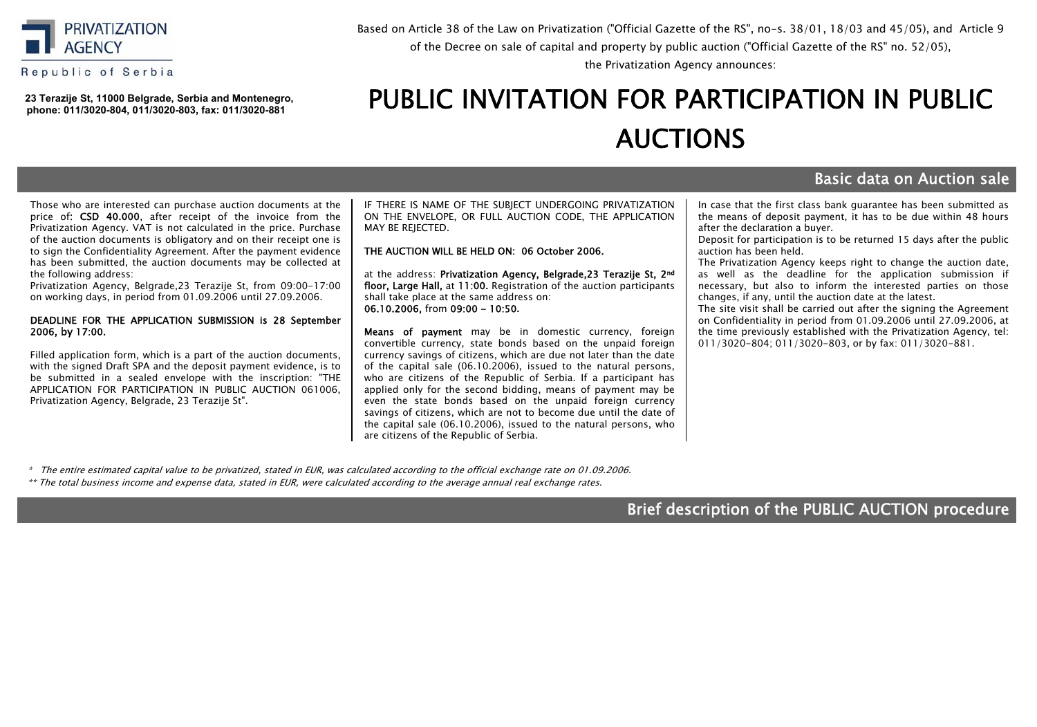PRIVATIZATION AGENCY

Republic of Serbia

**23 Terazije St, 11000 Belgrade, Serbia and Montenegro, phone: 011/3020-804, 011/3020-803, fax: 011/3020-881**

Based on Article 38 of the Law on Privatization ("Official Gazette of the RS", no-s. 38/01, 18/03 and 45/05), and Article 9 of the Decree on sale of capital and property by public auction ("Official Gazette of the RS" no. 52/05), the Privatization Agency announces:

# PUBLIC INVITATION FOR PARTICIPATION IN PUBLIC AUCTIONS

## Basic data on Auction sale

Those who are interested can purchase auction documents at the price of: **CSD 40.000**, after receipt of the invoice from the Privatization Agency. VAT is not calculated in the price. Purchase of the auction documents is obligatory and on their receipt one is to sign the Confidentiality Agreement. After the payment evidence has been submitted, the auction documents may be collected at the following address:

Privatization Agency, Belgrade,23 Terazije St, from 09:00-17:00 on working days, in period from 01.09.2006 until 27.09.2006.

**DEADLINE FOR THE APPLICATION SUBMISSION is 28 September 2006, by 17:00.**

Filled application form, which is a part of the auction documents, with the signed Draft SPA and the deposit payment evidence, is to be submitted in a sealed envelope with the inscription: "THE APPLICATION FOR PARTICIPATION IN PUBLIC AUCTION 061006, Privatization Agency, Belgrade, 23 Terazije St".

IF THERE IS NAME OF THE SUBJECT UNDERGOING PRIVATIZATION ON THE ENVELOPE, OR FULL AUCTION CODE, THE APPLICATION MAY BE REJECTED.

**THE AUCTION WILL BE HELD ON: 06 October 2006.**

at the address: **Privatization Agency, Belgrade,23 Terazije St, 2nd floor, Large Hall,** at **11:00.** Registration of the auction participants shall take place at the same address on: **06.10.2006,** from **09:00 - 10:50.**

**Means of payment** may be in domestic currency, foreign convertible currency, state bonds based on the unpaid foreign currency savings of citizens, which are due not later than the date of the capital sale (06.10.2006), issued to the natural persons, who are citizens of the Republic of Serbia. If a participant has applied only for the second bidding, means of payment may be even the state bonds based on the unpaid foreign currency savings of citizens, which are not to become due until the date of the capital sale (06.10.2006), issued to the natural persons, who are citizens of the Republic of Serbia.

In case that the first class bank guarantee has been submitted as the means of deposit payment, it has to be due within 48 hours after the declaration a buyer.

Deposit for participation is to be returned 15 days after the public auction has been held.

The Privatization Agency keeps right to change the auction date, as well as the deadline for the application submission if necessary, but also to inform the interested parties on those changes, if any, until the auction date at the latest.

The site visit shall be carried out after the signing the Agreement on Confidentiality in period from 01.09.2006 until 27.09.2006, at the time previously established with the Privatization Agency, tel: 011/3020-804; 011/3020-803, or by fax: 011/3020-881.

*\* The entire estimated capital value to be privatized, stated in EUR, was calculated according to the official exchange rate on 01.09.2006.*

*\*\* The total business income and expense data, stated in EUR, were calculated according to the average annual real exchange rates.*

## Brief description of the PUBLIC AUCTION procedure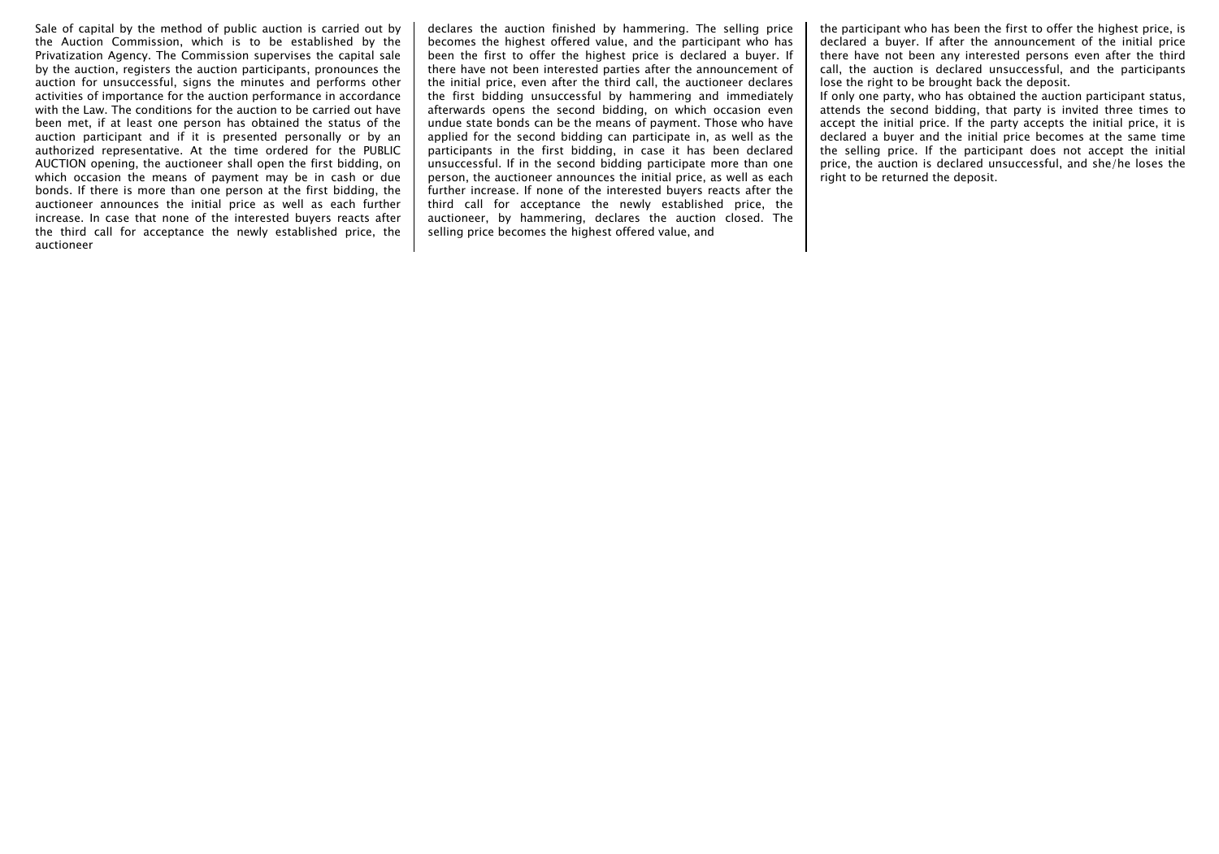Sale of capital by the method of public auction is carried out by the Auction Commission, which is to be established by the Privatization Agency. The Commission supervises the capital sale by the auction, registers the auction participants, pronounces the auction for unsuccessful, signs the minutes and performs other activities of importance for the auction performance in accordance with the Law. The conditions for the auction to be carried out have been met, if at least one person has obtained the status of the auction participant and if it is presented personally or by an authorized representative. At the time ordered for the PUBLIC AUCTION opening, the auctioneer shall open the first bidding, on which occasion the means of payment may be in cash or due bonds. If there is more than one person at the first bidding, the auctioneer announces the initial price as well as each further increase. In case that none of the interested buyers reacts after the third call for acceptance the newly established price, the auctioneer declares the auction finished by hammering. The selling price becomes the highest offered value, and the participant who has been the first to offer the highest price is declared a buyer. If there have not been interested parties after the announcement of the initial price, even after the third call, the auctioneer declares the first bidding unsuccessful by hammering and immediately afterwards opens the second bidding, on which occasion even undue state bonds can be the means of payment. Those who have applied for the second bidding can participate in, as well as the participants in the first bidding, in case it has been declared unsuccessful. If in the second bidding participate more than one person, the auctioneer announces the initial price, as well as each further increase. If none of the interested buyers reacts after the third call for acceptance the newly established price, the auctioneer, by hammering, declares the auction closed. The selling price becomes the highest offered value, and the participant who has been the first to offer the highest price, is declared a buyer. If after the announcement of the initial price there have not been any interested persons even after the third call, the auction is declared unsuccessful, and the participants lose the right to be brought back the deposit.

If only one party, who has obtained the auction participant status, attends the second bidding, that party is invited three times to accept the initial price. If the party accepts the initial price, it is declared a buyer and the initial price becomes at the same time the selling price. If the participant does not accept the initial price, the auction is declared unsuccessful, and she/he loses the right to be returned the deposit.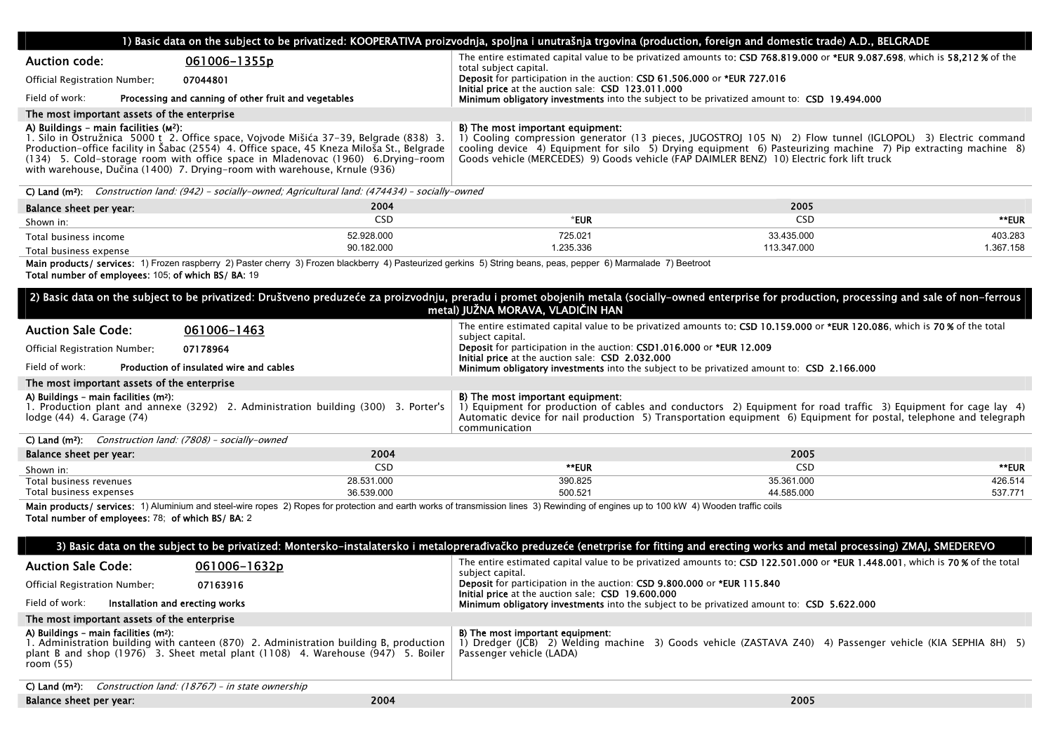## 1) Basic data on the subject to be privatized: KOOPERATIVA proizvodnja, spoljna i unutrašnja trgovina (production, foreign and domestic trade) A.D., BELGRADE

**Auction code:** 061006-1355p

Official Registration Number: **07044801**

Field of work: **Processing and canning of other fruit and vegetables**

The entire estimated capital value to be privatized amounts to: **CSD 768.819.000** or ***EUR 9.087.698**, which is **58,212 %** of the total subject capital.
**Deposit** for participation in the auction: **CSD 61.506.000** or ***EUR 727.016**
**Initial price** at the auction sale: **CSD 123.011.000**
**Minimum obligatory investments** into the subject to be privatized amount to: **CSD 19.494.000**

**The most important assets of the enterprise**

**A) Buildings – main facilities (м²):**
1. Silo in Ostružnica 5000 t 2. Office space, Vojvode Mišića 37-39, Belgrade (838) 3. Production-office facility in Šabac (2554) 4. Office space, 45 Kneza Miloša St., Belgrade (134) 5. Cold-storage room with office space in Mladenovac (1960) 6.Drying-room with warehouse, Dučina (1400) 7. Drying-room with warehouse, Krnule (936)

**B) The most important equipment:**
1) Cooling compression generator (13 pieces, JUGOSTROJ 105 N) 2) Flow tunnel (IGLOPOL) 3) Electric command cooling device 4) Equipment for silo 5) Drying equipment 6) Pasteurizing machine 7) Pip extracting machine 8) Goods vehicle (MERCEDES) 9) Goods vehicle (FAP DAIMLER BENZ) 10) Electric fork lift truck

**C) Land (m²):** *Construction land: (942) – socially-owned; Agricultural land: (474434) – socially-owned*

| Balance sheet per year: | 2004 | | 2005 | |
|---|---|---|---|---|
| Shown in: | CSD | *EUR | CSD | **EUR |
| Total business income | 52.928.000 | 725.021 | 33.435.000 | 403.283 |
| Total business expense | 90.182.000 | 1.235.336 | 113.347.000 | 1.367.158 |

**Main products/ services:** 1) Frozen raspberry 2) Paster cherry 3) Frozen blackberry 4) Pasteurized gerkins 5) String beans, peas, pepper 6) Marmalade 7) Beetroot
**Total number of employees:** 105; **of which BS/ BA:** 19

## 2) Basic data on the subject to be privatized: Društveno preduzeće za proizvodnju, preradu i promet obojenih metala (socially-owned enterprise for production, processing and sale of non-ferrous metal) JUŽNA MORAVA, VLADIČIN HAN

**Auction Sale Code:** 061006-1463

Official Registration Number: **07178964**

Field of work: **Production of insulated wire and cables**

The entire estimated capital value to be privatized amounts to: **CSD 10.159.000** or ***EUR 120.086**, which is **70 %** of the total subject capital.
**Deposit** for participation in the auction: **CSD1.016.000** or ***EUR 12.009**
**Initial price** at the auction sale: **CSD 2.032.000**
**Minimum obligatory investments** into the subject to be privatized amount to: **CSD 2.166.000**

**The most important assets of the enterprise**

**A) Buildings – main facilities (m²):**
1. Production plant and annexe (3292) 2. Administration building (300) 3. Porter's lodge (44) 4. Garage (74)

**B) The most important equipment:**
1) Equipment for production of cables and conductors 2) Equipment for road traffic 3) Equipment for cage lay 4) Automatic device for nail production 5) Transportation equipment 6) Equipment for postal, telephone and telegraph communication

**C) Land (m²):** *Construction land: (7808) – socially-owned*

| Balance sheet per year: | 2004 | | 2005 | |
|---|---|---|---|---|
| Shown in: | CSD | **EUR | CSD | **EUR |
| Total business revenues | 28.531.000 | 390.825 | 35.361.000 | 426.514 |
| Total business expenses | 36.539.000 | 500.521 | 44.585.000 | 537.771 |

**Main products/ services:** 1) Aluminium and steel-wire ropes 2) Ropes for protection and earth works of transmission lines 3) Rewinding of engines up to 100 kW 4) Wooden traffic coils
**Total number of employees:** 78; **of which BS/ BA:** 2

## 3) Basic data on the subject to be privatized: Montersko-instalatersko i metaloprerađivačko preduzeće (enetrprise for fitting and erecting works and metal processing) ZMAJ, SMEDEREVO

**Auction Sale Code:** 061006-1632p

Official Registration Number: **07163916**

Field of work: **Installation and erecting works**

The entire estimated capital value to be privatized amounts to: **CSD 122.501.000** or ***EUR 1.448.001**, which is **70 %** of the total subject capital.
**Deposit** for participation in the auction: **CSD 9.800.000** or ***EUR 115.840**
**Initial price** at the auction sale: **CSD 19.600.000**
**Minimum obligatory investments** into the subject to be privatized amount to: **CSD 5.622.000**

**The most important assets of the enterprise**

**A) Buildings – main facilities (m²):**
1. Administration building with canteen (870) 2. Administration building B, production plant B and shop (1976) 3. Sheet metal plant (1108) 4. Warehouse (947) 5. Boiler room (55)

**B) The most important equipment:**
1) Dredger (JCB) 2) Welding machine 3) Goods vehicle (ZASTAVA Z40) 4) Passenger vehicle (KIA SEPHIA 8H) 5) Passenger vehicle (LADA)

**C) Land (m²):** *Construction land: (18767) – in state ownership*

| Balance sheet per year: | 2004 | 2005 |
|---|---|---|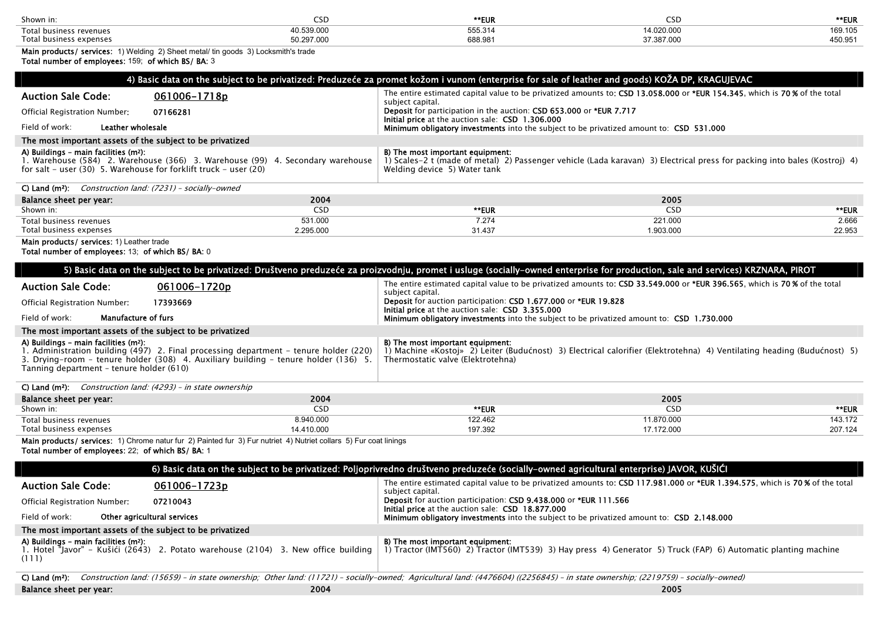| Shown in: | CSD | **EUR | CSD | **EUR |
|---|---|---|---|---|
| Total business revenues | 40.539.000 | 555.314 | 14.020.000 | 169.105 |
| Total business expenses | 50.297.000 | 688.981 | 37.387.000 | 450.951 |

**Main products/ services:** 1) Welding 2) Sheet metal/ tin goods 3) Locksmith's trade
**Total number of employees:** 159; **of which BS/ BA:** 3

## 4) Basic data on the subject to be privatized: Preduzeće za promet kožom i vunom (enterprise for sale of leather and goods) KOŽA DP, KRAGUJEVAC

**Auction Sale Code:** 061006-1718p
Official Registration Number: **07166281**
Field of work: **Leather wholesale**

The entire estimated capital value to be privatized amounts to: **CSD 13.058.000** or ***EUR 154.345**, which is **70 %** of the total subject capital.
**Deposit** for participation in the auction: **CSD 653.000** or ***EUR 7.717**
**Initial price** at the auction sale: **CSD 1.306.000**
**Minimum obligatory investments** into the subject to be privatized amount to: **CSD 531.000**

**The most important assets of the subject to be privatized**

**A) Buildings – main facilities (m²):**
1. Warehouse (584) 2. Warehouse (366) 3. Warehouse (99) 4. Secondary warehouse for salt – user (30) 5. Warehouse for forklift truck – user (20)

**B) The most important equipment:**
1) Scales-2 t (made of metal) 2) Passenger vehicle (Lada karavan) 3) Electrical press for packing into bales (Kostroj) 4) Welding device 5) Water tank

**C) Land (m²):** *Construction land: (7231) – socially-owned*

| Balance sheet per year: | 2004 | | 2005 | |
|---|---|---|---|---|
| Shown in: | CSD | **EUR | CSD | **EUR |
| Total business revenues | 531.000 | 7.274 | 221.000 | 2.666 |
| Total business expenses | 2.295.000 | 31.437 | 1.903.000 | 22.953 |

**Main products/ services:** 1) Leather trade
**Total number of employees:** 13; **of which BS/ BA:** 0

## 5) Basic data on the subject to be privatized: Društveno preduzeće za proizvodnju, promet i usluge (socially-owned enterprise for production, sale and services) KRZNARA, PIROT

**Auction Sale Code:** 061006-1720p
Official Registration Number: **17393669**
Field of work: **Manufacture of furs**

The entire estimated capital value to be privatized amounts to: **CSD 33.549.000** or ***EUR 396.565**, which is **70 %** of the total subject capital.
**Deposit** for auction participation: **CSD 1.677.000** or ***EUR 19.828**
**Initial price** at the auction sale: **CSD 3.355.000**
**Minimum obligatory investments** into the subject to be privatized amount to: **CSD 1.730.000**

**The most important assets of the subject to be privatized**

**A) Buildings – main facilities (m²):**
1. Administration building (497) 2. Final processing department – tenure holder (220) 3. Drying-room – tenure holder (308) 4. Auxiliary building – tenure holder (136) 5. Tanning department – tenure holder (610)

**B) The most important equipment:**
1) Machine «Kostoj» 2) Leiter (Budućnost) 3) Electrical calorifier (Elektrotehna) 4) Ventilating heading (Budućnost) 5) Thermostatic valve (Elektrotehna)

**C) Land (m²):** *Construction land: (4293) – in state ownership*

| Balance sheet per year: | 2004 | | 2005 | |
|---|---|---|---|---|
| Shown in: | CSD | **EUR | CSD | **EUR |
| Total business revenues | 8.940.000 | 122.462 | 11.870.000 | 143.172 |
| Total business expenses | 14.410.000 | 197.392 | 17.172.000 | 207.124 |

**Main products/ services:** 1) Chrome natur fur 2) Painted fur 3) Fur nutriet 4) Nutriet collars 5) Fur coat linings
**Total number of employees:** 22; **of which BS/ BA:** 1

## 6) Basic data on the subject to be privatized: Poljoprivredno društveno preduzeće (socially-owned agricultural enterprise) JAVOR, KUŠIĆI

**Auction Sale Code:** 061006-1723p
Official Registration Number: **07210043**
Field of work: **Other agricultural services**

The entire estimated capital value to be privatized amounts to: **CSD 117.981.000** or ***EUR 1.394.575**, which is **70 %** of the total subject capital.
**Deposit** for auction participation: **CSD 9.438.000** or ***EUR 111.566**
**Initial price** at the auction sale: **CSD 18.877.000**
**Minimum obligatory investments** into the subject to be privatized amount to: **CSD 2.148.000**

**The most important assets of the subject to be privatized**

**A) Buildings – main facilities (m²):**
1. Hotel "Javor" - Kušići (2643) 2. Potato warehouse (2104) 3. New office building (111)

**B) The most important equipment:**
1) Tractor (IMT560) 2) Tractor (IMT539) 3) Hay press 4) Generator 5) Truck (FAP) 6) Automatic planting machine

**C) Land (m²):** *Construction land: (15659) – in state ownership; Other land: (11721) – socially-owned; Agricultural land: (4476604) ((2256845) – in state ownership; (2219759) – socially-owned)*

| Balance sheet per year: | 2004 | | 2005 | |
|---|---|---|---|---|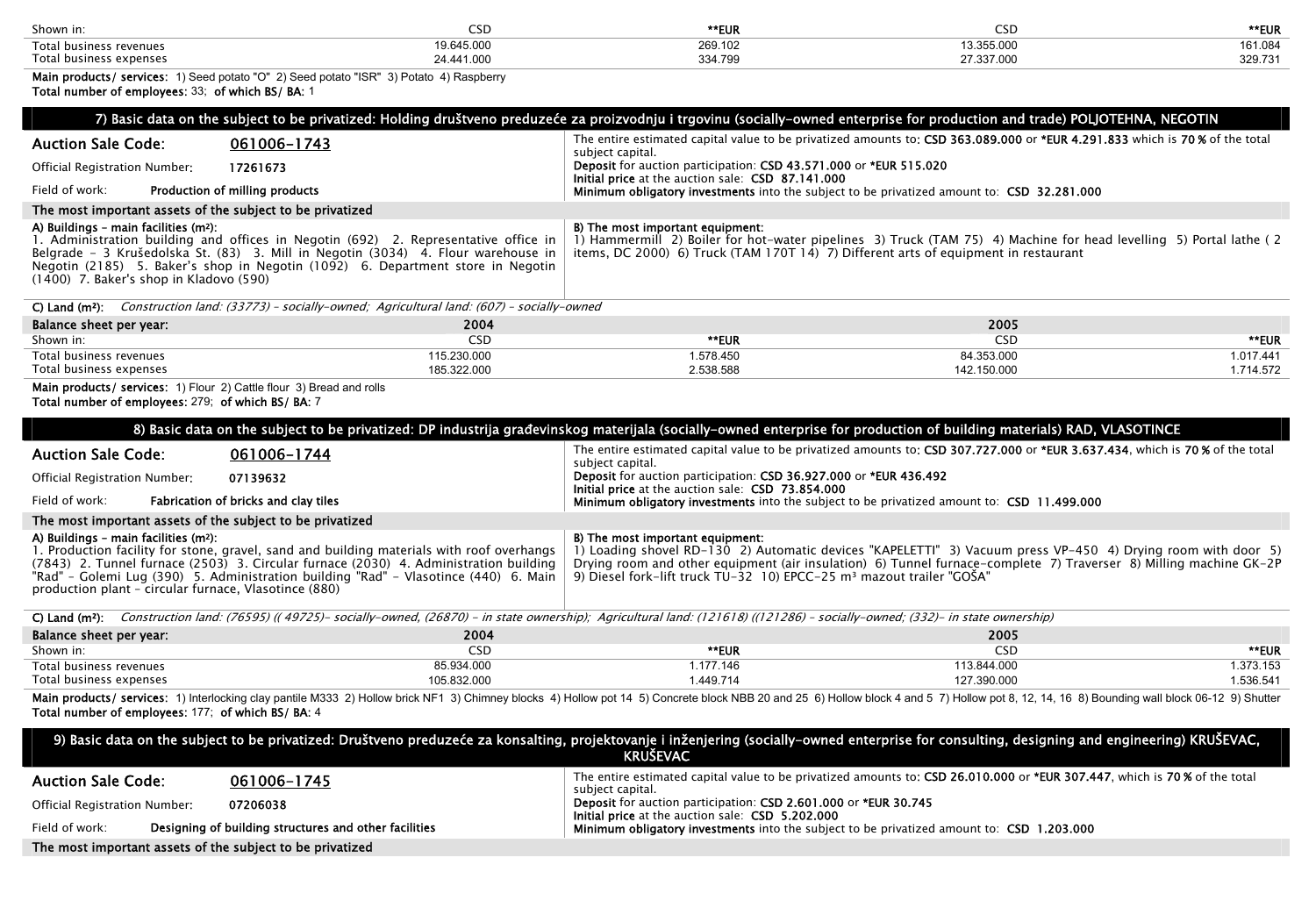| Shown in: | CSD | **EUR | CSD | **EUR |
|---|---|---|---|---|
| Total business revenues | 19.645.000 | 269.102 | 13.355.000 | 161.084 |
| Total business expenses | 24.441.000 | 334.799 | 27.337.000 | 329.731 |

**Main products/ services**: 1) Seed potato "O" 2) Seed potato "ISR" 3) Potato 4) Raspberry

**Total number of employees**: 33; **of which BS/ BA**: 1

## 7) Basic data on the subject to be privatized: Holding društveno preduzeće za proizvodnju i trgovinu (socially-owned enterprise for production and trade) POLJOTEHNA, NEGOTIN

**Auction Sale Code:** 061006-1743

Official Registration Number: **17261673**

Field of work: **Production of milling products**

The entire estimated capital value to be privatized amounts to: **CSD 363.089.000** or ***EUR 4.291.833** which is **70 %** of the total subject capital.

**Deposit** for auction participation: **CSD 43.571.000** or ***EUR 515.020**

**Initial price** at the auction sale: **CSD 87.141.000**

**Minimum obligatory investments** into the subject to be privatized amount to: **CSD 32.281.000**

**The most important assets of the subject to be privatized**

**A) Buildings – main facilities (m²):**
1. Administration building and offices in Negotin (692) 2. Representative office in Belgrade – 3 Krušedolska St. (83) 3. Mill in Negotin (3034) 4. Flour warehouse in Negotin (2185) 5. Baker's shop in Negotin (1092) 6. Department store in Negotin (1400) 7. Baker's shop in Kladovo (590)

**B) The most important equipment:**
1) Hammermill 2) Boiler for hot-water pipelines 3) Truck (TAM 75) 4) Machine for head levelling 5) Portal lathe ( 2 items, DC 2000) 6) Truck (TAM 170T 14) 7) Different arts of equipment in restaurant

**C) Land (m²):** *Construction land: (33773) – socially-owned; Agricultural land: (607) – socially-owned*

| Balance sheet per year: | 2004 | | 2005 | |
|---|---|---|---|---|
| Shown in: | CSD | **EUR | CSD | **EUR |
| Total business revenues | 115.230.000 | 1.578.450 | 84.353.000 | 1.017.441 |
| Total business expenses | 185.322.000 | 2.538.588 | 142.150.000 | 1.714.572 |

**Main products/ services**: 1) Flour 2) Cattle flour 3) Bread and rolls

**Total number of employees**: 279; **of which BS/ BA**: 7

## 8) Basic data on the subject to be privatized: DP industrija građevinskog materijala (socially-owned enterprise for production of building materials) RAD, VLASOTINCE

**Auction Sale Code:** 061006-1744

Official Registration Number: **07139632**

Field of work: **Fabrication of bricks and clay tiles**

The entire estimated capital value to be privatized amounts to: **CSD 307.727.000** or ***EUR 3.637.434**, which is **70 %** of the total subject capital.

**Deposit** for auction participation: **CSD 36.927.000** or ***EUR 436.492**

**Initial price** at the auction sale: **CSD 73.854.000**

**Minimum obligatory investments** into the subject to be privatized amount to: **CSD 11.499.000**

**The most important assets of the subject to be privatized**

**A) Buildings – main facilities (m²):**
1. Production facility for stone, gravel, sand and building materials with roof overhangs (7843) 2. Tunnel furnace (2503) 3. Circular furnace (2030) 4. Administration building "Rad" – Golemi Lug (390) 5. Administration building "Rad" – Vlasotince (440) 6. Main production plant – circular furnace, Vlasotince (880)

**B) The most important equipment:**
1) Loading shovel RD-130 2) Automatic devices "KAPELETTI" 3) Vacuum press VP-450 4) Drying room with door 5) Drying room and other equipment (air insulation) 6) Tunnel furnace-complete 7) Traverser 8) Milling machine GK-2P 9) Diesel fork-lift truck TU-32 10) EPCC-25 m³ mazout trailer "GOŠA"

**C) Land (m²):** *Construction land: (76595) (( 49725)- socially-owned, (26870) – in state ownership); Agricultural land: (121618) ((121286) – socially-owned; (332)- in state ownership)*

| Balance sheet per year: | 2004 | | 2005 | |
|---|---|---|---|---|
| Shown in: | CSD | **EUR | CSD | **EUR |
| Total business revenues | 85.934.000 | 1.177.146 | 113.844.000 | 1.373.153 |
| Total business expenses | 105.832.000 | 1.449.714 | 127.390.000 | 1.536.541 |

**Main products/ services**: 1) Interlocking clay pantile M333 2) Hollow brick NF1 3) Chimney blocks 4) Hollow pot 14 5) Concrete block NBB 20 and 25 6) Hollow block 4 and 5 7) Hollow pot 8, 12, 14, 16 8) Bounding wall block 06-12 9) Shutter

**Total number of employees**: 177; **of which BS/ BA**: 4

## 9) Basic data on the subject to be privatized: Društveno preduzeće za konsalting, projektovanje i inženjering (socially-owned enterprise for consulting, designing and engineering) KRUŠEVAC, KRUŠEVAC

**Auction Sale Code:** 061006-1745

Official Registration Number: **07206038**

Field of work: **Designing of building structures and other facilities**

The entire estimated capital value to be privatized amounts to: **CSD 26.010.000** or ***EUR 307.447**, which is **70 %** of the total subject capital.

**Deposit** for auction participation: **CSD 2.601.000** or ***EUR 30.745**

**Initial price** at the auction sale: **CSD 5.202.000**

**Minimum obligatory investments** into the subject to be privatized amount to: **CSD 1.203.000**

**The most important assets of the subject to be privatized**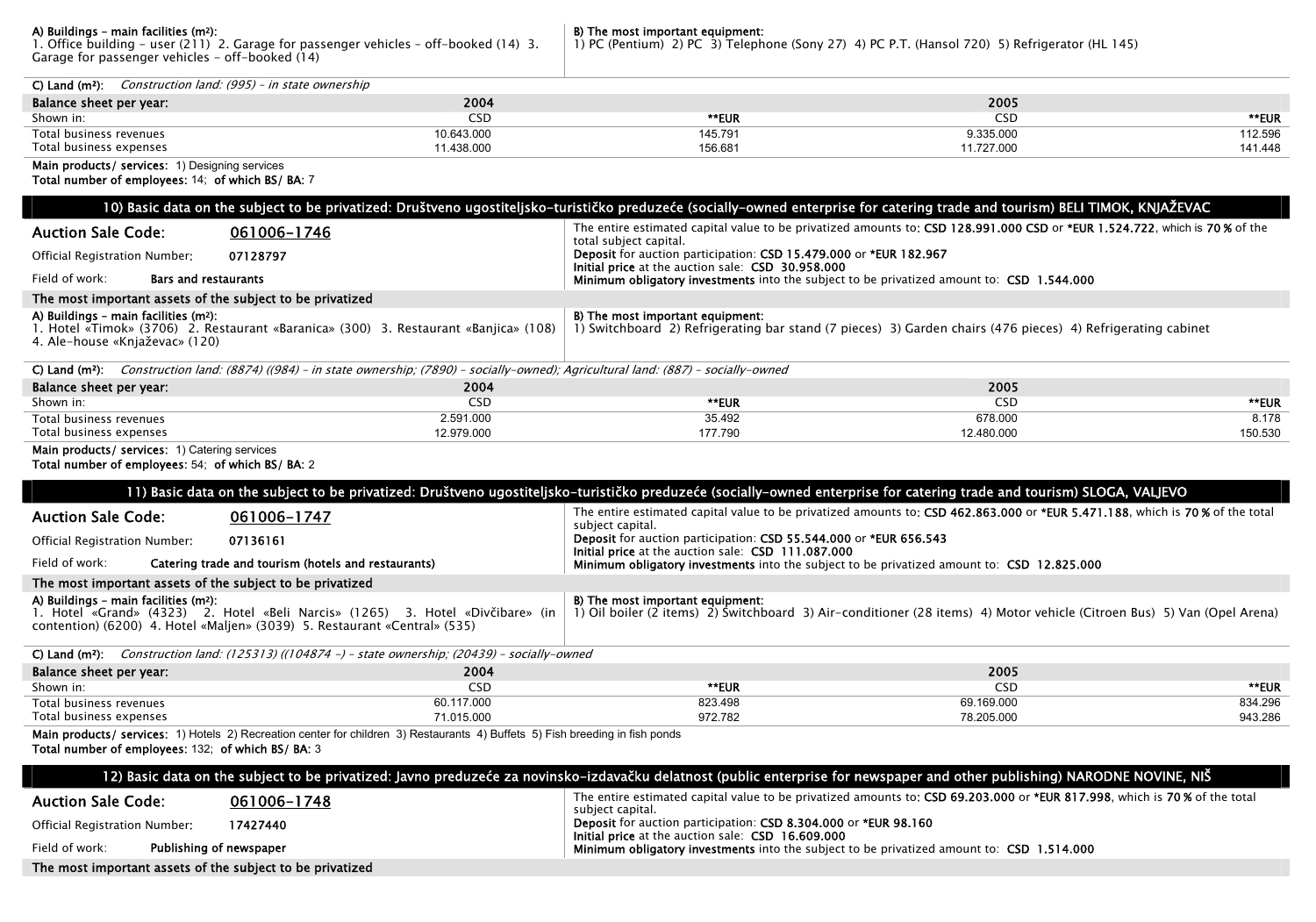**A) Buildings – main facilities (m²):**
1. Office building – user (211) 2. Garage for passenger vehicles – off-booked (14) 3. Garage for passenger vehicles – off-booked (14)

**B) The most important equipment:**
1) PC (Pentium) 2) PC 3) Telephone (Sony 27) 4) PC P.T. (Hansol 720) 5) Refrigerator (HL 145)

**C) Land (m²):** *Construction land: (995) – in state ownership*

| Balance sheet per year: | 2004 | | 2005 | |
|---|---|---|---|---|
| Shown in: | CSD | **EUR | CSD | **EUR |
| Total business revenues | 10.643.000 | 145.791 | 9.335.000 | 112.596 |
| Total business expenses | 11.438.000 | 156.681 | 11.727.000 | 141.448 |

**Main products/ services:** 1) Designing services
**Total number of employees:** 14; **of which BS/ BA:** 7

## 10) Basic data on the subject to be privatized: Društveno ugostiteljsko-turističko preduzeće (socially-owned enterprise for catering trade and tourism) BELI TIMOK, KNJAŽEVAC

**Auction Sale Code:** 061006-1746
Official Registration Number: **07128797**
Field of work: **Bars and restaurants**

The entire estimated capital value to be privatized amounts to: **CSD 128.991.000 CSD** or ***EUR 1.524.722**, which is **70 %** of the total subject capital.
**Deposit** for auction participation: **CSD 15.479.000** or ***EUR 182.967**
**Initial price** at the auction sale: **CSD 30.958.000**
**Minimum obligatory investments** into the subject to be privatized amount to: **CSD 1.544.000**

### The most important assets of the subject to be privatized

**A) Buildings – main facilities (m²):**
1. Hotel «Timok» (3706) 2. Restaurant «Baranica» (300) 3. Restaurant «Banjica» (108) 4. Ale-house «Knjaževac» (120)

**B) The most important equipment:**
1) Switchboard 2) Refrigerating bar stand (7 pieces) 3) Garden chairs (476 pieces) 4) Refrigerating cabinet

**C) Land (m²):** *Construction land: (8874) ((984) – in state ownership; (7890) – socially-owned); Agricultural land: (887) – socially-owned*

| Balance sheet per year: | 2004 | | 2005 | |
|---|---|---|---|---|
| Shown in: | CSD | **EUR | CSD | **EUR |
| Total business revenues | 2.591.000 | 35.492 | 678.000 | 8.178 |
| Total business expenses | 12.979.000 | 177.790 | 12.480.000 | 150.530 |

**Main products/ services:** 1) Catering services
**Total number of employees:** 54; **of which BS/ BA:** 2

## 11) Basic data on the subject to be privatized: Društveno ugostiteljsko-turističko preduzeće (socially-owned enterprise for catering trade and tourism) SLOGA, VALJEVO

**Auction Sale Code:** 061006-1747
Official Registration Number: **07136161**
Field of work: **Catering trade and tourism (hotels and restaurants)**

The entire estimated capital value to be privatized amounts to: **CSD 462.863.000** or ***EUR 5.471.188**, which is **70 %** of the total subject capital.
**Deposit** for auction participation: **CSD 55.544.000** or ***EUR 656.543**
**Initial price** at the auction sale: **CSD 111.087.000**
**Minimum obligatory investments** into the subject to be privatized amount to: **CSD 12.825.000**

### The most important assets of the subject to be privatized

**A) Buildings – main facilities (m²):**
1. Hotel «Grand» (4323) 2. Hotel «Beli Narcis» (1265) 3. Hotel «Divčibare» (in contention) (6200) 4. Hotel «Maljen» (3039) 5. Restaurant «Central» (535)

**B) The most important equipment:**
1) Oil boiler (2 items) 2) Switchboard 3) Air-conditioner (28 items) 4) Motor vehicle (Citroen Bus) 5) Van (Opel Arena)

**C) Land (m²):** *Construction land: (125313) ((104874 –) – state ownership; (20439) – socially-owned*

| Balance sheet per year: | 2004 | | 2005 | |
|---|---|---|---|---|
| Shown in: | CSD | **EUR | CSD | **EUR |
| Total business revenues | 60.117.000 | 823.498 | 69.169.000 | 834.296 |
| Total business expenses | 71.015.000 | 972.782 | 78.205.000 | 943.286 |

**Main products/ services:** 1) Hotels 2) Recreation center for children 3) Restaurants 4) Buffets 5) Fish breeding in fish ponds
**Total number of employees:** 132; **of which BS/ BA:** 3

## 12) Basic data on the subject to be privatized: Javno preduzeće za novinsko-izdavačku delatnost (public enterprise for newspaper and other publishing) NARODNE NOVINE, NIŠ

**Auction Sale Code:** 061006-1748
Official Registration Number: **17427440**
Field of work: **Publishing of newspaper**

The entire estimated capital value to be privatized amounts to: **CSD 69.203.000** or ***EUR 817.998**, which is **70 %** of the total subject capital.
**Deposit** for auction participation: **CSD 8.304.000** or ***EUR 98.160**
**Initial price** at the auction sale: **CSD 16.609.000**
**Minimum obligatory investments** into the subject to be privatized amount to: **CSD 1.514.000**

### The most important assets of the subject to be privatized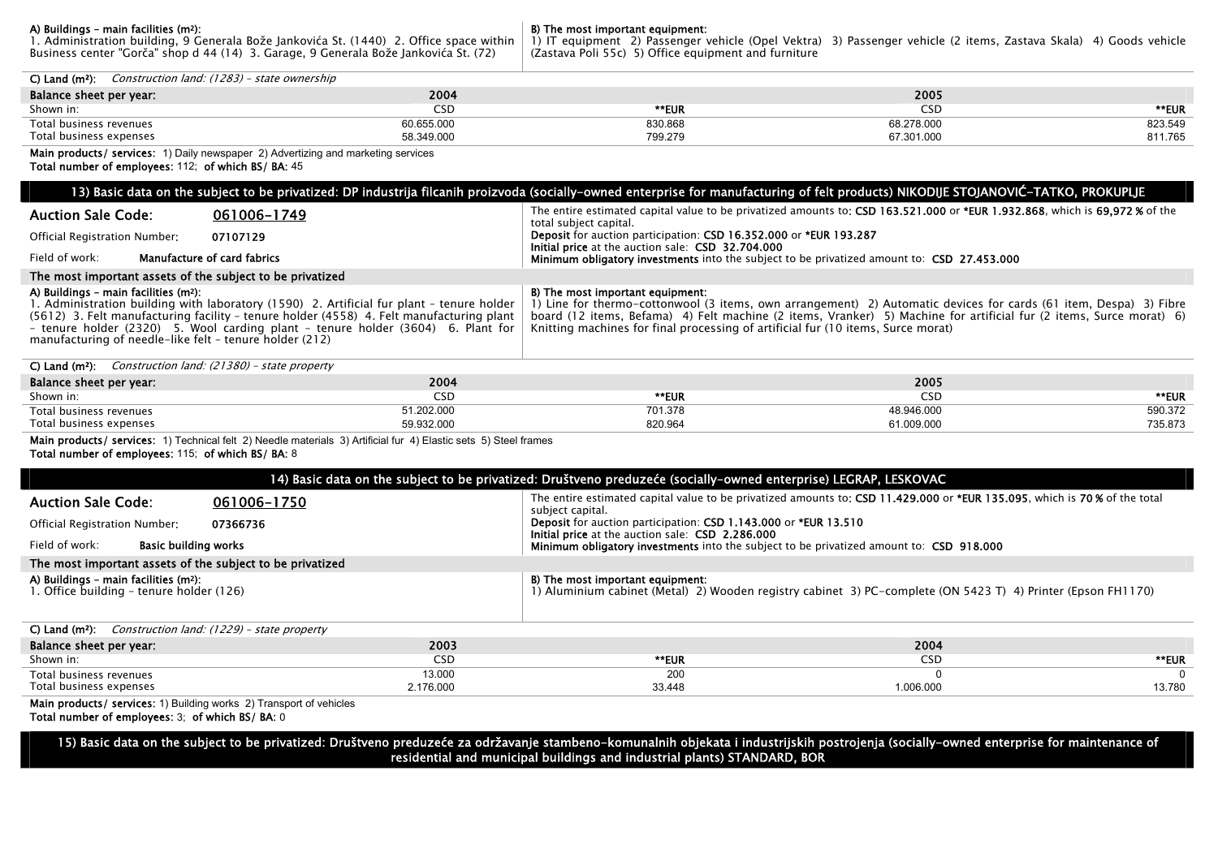**A) Buildings – main facilities (m²):**
1. Administration building, 9 Generala Bože Jankovića St. (1440) 2. Office space within Business center "Gorča" shop d 44 (14) 3. Garage, 9 Generala Bože Jankovića St. (72)

**B) The most important equipment:**
1) IT equipment 2) Passenger vehicle (Opel Vektra) 3) Passenger vehicle (2 items, Zastava Skala) 4) Goods vehicle (Zastava Poli 55c) 5) Office equipment and furniture

**C) Land (m²):** *Construction land: (1283) – state ownership*

| Balance sheet per year: | 2004 | | 2005 | |
|---|---|---|---|---|
| Shown in: | CSD | **EUR | CSD | **EUR |
| Total business revenues | 60.655.000 | 830.868 | 68.278.000 | 823.549 |
| Total business expenses | 58.349.000 | 799.279 | 67.301.000 | 811.765 |

**Main products/ services:** 1) Daily newspaper 2) Advertizing and marketing services
**Total number of employees:** 112; **of which BS/ BA:** 45

## 13) Basic data on the subject to be privatized: DP industrija filcanih proizvoda (socially-owned enterprise for manufacturing of felt products) NIKODIJE STOJANOVIĆ-TATKO, PROKUPLJE

**Auction Sale Code:** 061006-1749

Official Registration Number: **07107129**

Field of work: **Manufacture of card fabrics**

The entire estimated capital value to be privatized amounts to: **CSD 163.521.000** or ***EUR 1.932.868**, which is **69,972 %** of the total subject capital.
**Deposit** for auction participation: **CSD 16.352.000** or ***EUR 193.287**
**Initial price** at the auction sale: **CSD 32.704.000**
**Minimum obligatory investments** into the subject to be privatized amount to: **CSD 27.453.000**

### The most important assets of the subject to be privatized

**A) Buildings – main facilities (m²):**
1. Administration building with laboratory (1590) 2. Artificial fur plant – tenure holder (5612) 3. Felt manufacturing facility – tenure holder (4558) 4. Felt manufacturing plant – tenure holder (2320) 5. Wool carding plant – tenure holder (3604) 6. Plant for manufacturing of needle-like felt – tenure holder (212)

**B) The most important equipment:**
1) Line for thermo-cottonwool (3 items, own arrangement) 2) Automatic devices for cards (61 item, Despa) 3) Fibre board (12 items, Befama) 4) Felt machine (2 items, Vranker) 5) Machine for artificial fur (2 items, Surce morat) 6) Knitting machines for final processing of artificial fur (10 items, Surce morat)

**C) Land (m²):** *Construction land: (21380) – state property*

| Balance sheet per year: | 2004 | | 2005 | |
|---|---|---|---|---|
| Shown in: | CSD | **EUR | CSD | **EUR |
| Total business revenues | 51.202.000 | 701.378 | 48.946.000 | 590.372 |
| Total business expenses | 59.932.000 | 820.964 | 61.009.000 | 735.873 |

**Main products/ services:** 1) Technical felt 2) Needle materials 3) Artificial fur 4) Elastic sets 5) Steel frames
**Total number of employees:** 115; **of which BS/ BA:** 8

## 14) Basic data on the subject to be privatized: Društveno preduzeće (socially-owned enterprise) LEGRAP, LESKOVAC

**Auction Sale Code:** 061006-1750

Official Registration Number: **07366736**

Field of work: **Basic building works**

The entire estimated capital value to be privatized amounts to: **CSD 11.429.000** or ***EUR 135.095**, which is **70 %** of the total subject capital.
**Deposit** for auction participation: **CSD 1.143.000** or ***EUR 13.510**
**Initial price** at the auction sale: **CSD 2.286.000**
**Minimum obligatory investments** into the subject to be privatized amount to: **CSD 918.000**

### The most important assets of the subject to be privatized

**A) Buildings – main facilities (m²):**
1. Office building – tenure holder (126)

**B) The most important equipment:**
1) Aluminium cabinet (Metal) 2) Wooden registry cabinet 3) PC-complete (ON 5423 T) 4) Printer (Epson FH1170)

**C) Land (m²):** *Construction land: (1229) – state property*

| Balance sheet per year: | 2003 | | 2004 | |
|---|---|---|---|---|
| Shown in: | CSD | **EUR | CSD | **EUR |
| Total business revenues | 13.000 | 200 | 0 | 0 |
| Total business expenses | 2.176.000 | 33.448 | 1.006.000 | 13.780 |

**Main products/ services:** 1) Building works 2) Transport of vehicles
**Total number of employees:** 3; **of which BS/ BA:** 0

## 15) Basic data on the subject to be privatized: Društveno preduzeće za održavanje stambeno-komunalnih objekata i industrijskih postrojenja (socially-owned enterprise for maintenance of residential and municipal buildings and industrial plants) STANDARD, BOR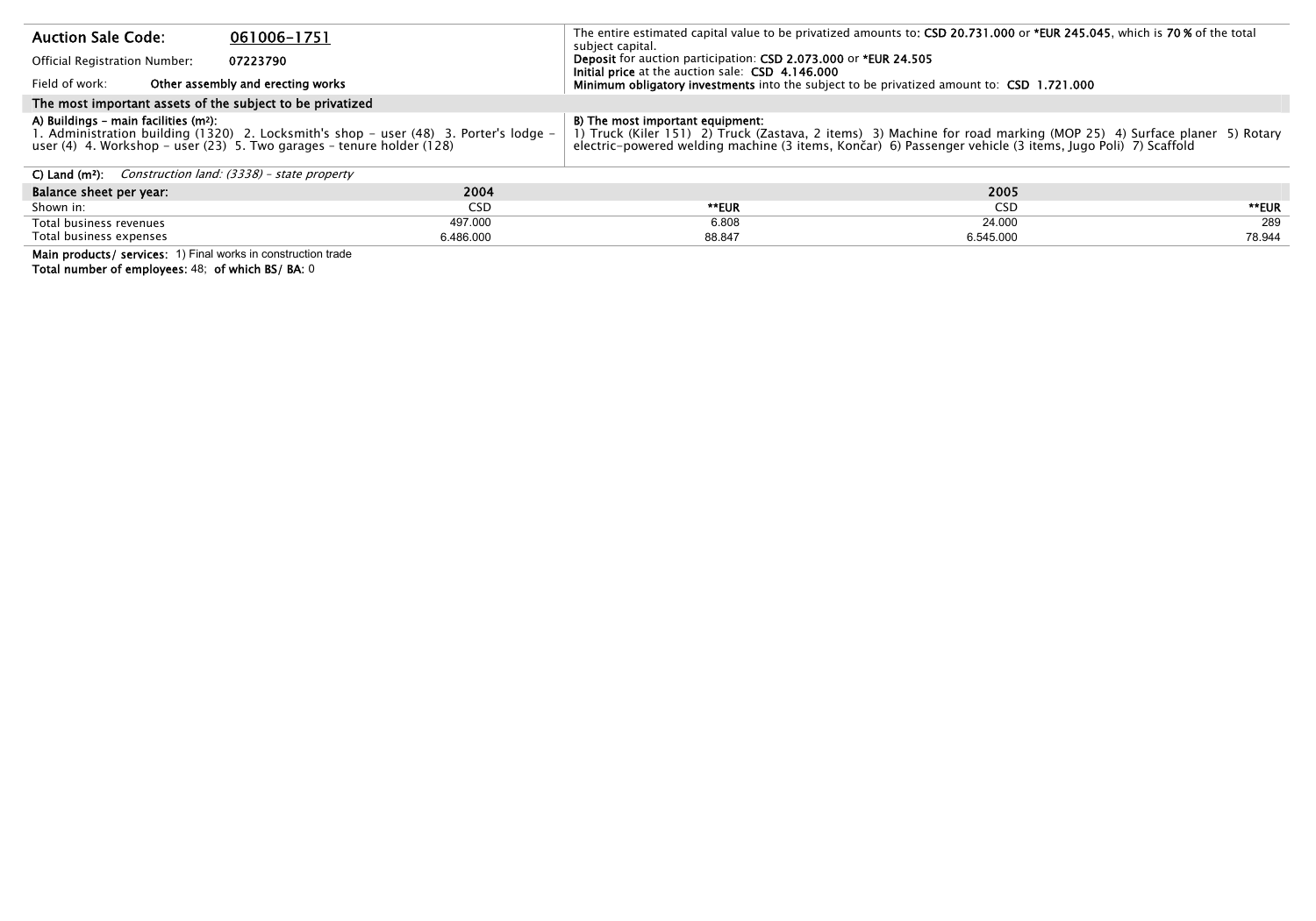**Auction Sale Code:** 061006-1751

Official Registration Number: **07223790**

Field of work: **Other assembly and erecting works**

The entire estimated capital value to be privatized amounts to: **CSD 20.731.000** or **\*EUR 245.045**, which is **70 %** of the total subject capital.

**Deposit** for auction participation: **CSD 2.073.000** or **\*EUR 24.505**

**Initial price** at the auction sale: **CSD 4.146.000**

**Minimum obligatory investments** into the subject to be privatized amount to: **CSD 1.721.000**

## The most important assets of the subject to be privatized

**A) Buildings – main facilities (m²):**
1. Administration building (1320) 2. Locksmith's shop – user (48) 3. Porter's lodge – user (4) 4. Workshop – user (23) 5. Two garages – tenure holder (128)

**B) The most important equipment:**
1) Truck (Kiler 151) 2) Truck (Zastava, 2 items) 3) Machine for road marking (MOP 25) 4) Surface planer 5) Rotary electric-powered welding machine (3 items, Končar) 6) Passenger vehicle (3 items, Jugo Poli) 7) Scaffold

**C) Land (m²):** *Construction land: (3338) – state property*

| Balance sheet per year: | 2004 | | 2005 | |
|---|---|---|---|---|
| Shown in: | CSD | **\*\*EUR** | CSD | **\*\*EUR** |
| Total business revenues | 497.000 | 6.808 | 24.000 | 289 |
| Total business expenses | 6.486.000 | 88.847 | 6.545.000 | 78.944 |

**Main products/ services:** 1) Final works in construction trade

**Total number of employees:** 48; **of which BS/ BA:** 0